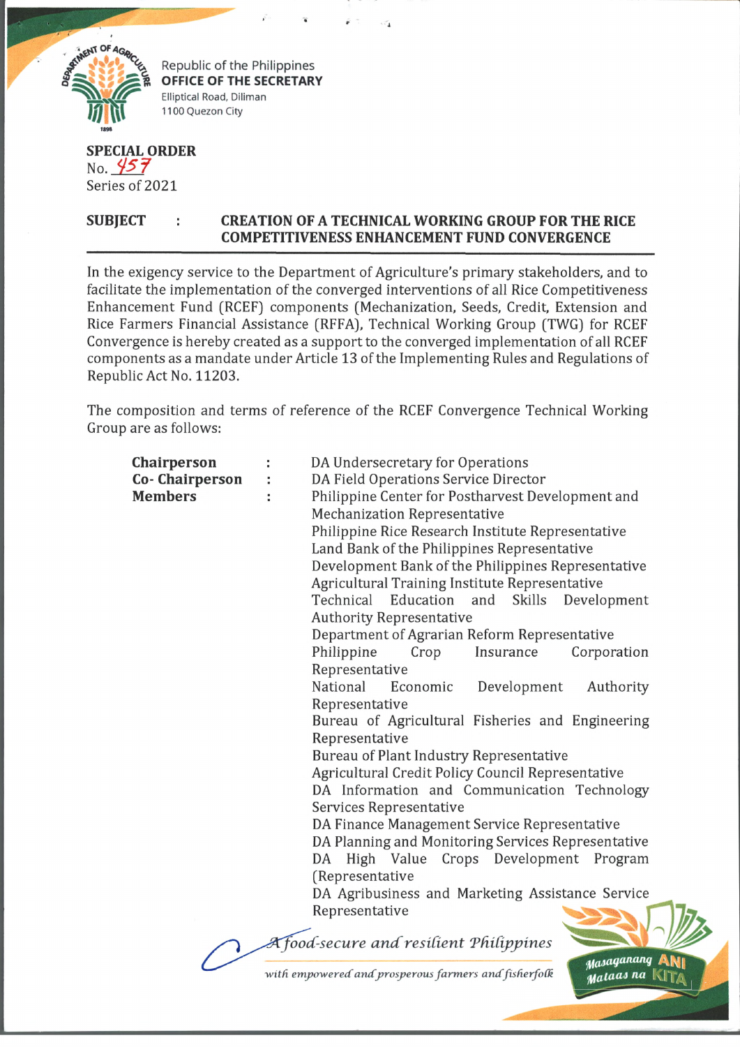Republic of the Philippines
**OFFICE OF THE SECRETARY**
Elliptical Road, Diliman
1100 Quezon City

**SPECIAL ORDER**
No. 457
Series of 2021

**SUBJECT : CREATION OF A TECHNICAL WORKING GROUP FOR THE RICE COMPETITIVENESS ENHANCEMENT FUND CONVERGENCE**

In the exigency service to the Department of Agriculture's primary stakeholders, and to facilitate the implementation of the converged interventions of all Rice Competitiveness Enhancement Fund (RCEF) components (Mechanization, Seeds, Credit, Extension and Rice Farmers Financial Assistance (RFFA), Technical Working Group (TWG) for RCEF Convergence is hereby created as a support to the converged implementation of all RCEF components as a mandate under Article 13 of the Implementing Rules and Regulations of Republic Act No. 11203.

The composition and terms of reference of the RCEF Convergence Technical Working Group are as follows:

**Chairperson** : DA Undersecretary for Operations
**Co- Chairperson** : DA Field Operations Service Director
**Members** :
- Philippine Center for Postharvest Development and Mechanization Representative
- Philippine Rice Research Institute Representative
- Land Bank of the Philippines Representative
- Development Bank of the Philippines Representative
- Agricultural Training Institute Representative
- Technical Education and Skills Development Authority Representative
- Department of Agrarian Reform Representative
- Philippine Crop Insurance Corporation Representative
- National Economic Development Authority Representative
- Bureau of Agricultural Fisheries and Engineering Representative
- Bureau of Plant Industry Representative
- Agricultural Credit Policy Council Representative
- DA Information and Communication Technology Services Representative
- DA Finance Management Service Representative
- DA Planning and Monitoring Services Representative
- DA High Value Crops Development Program (Representative
- DA Agribusiness and Marketing Assistance Service Representative

*A food-secure and resilient Philippines*
*with empowered and prosperous farmers and fisherfolk*

Masaganang ANI Mataas na KITA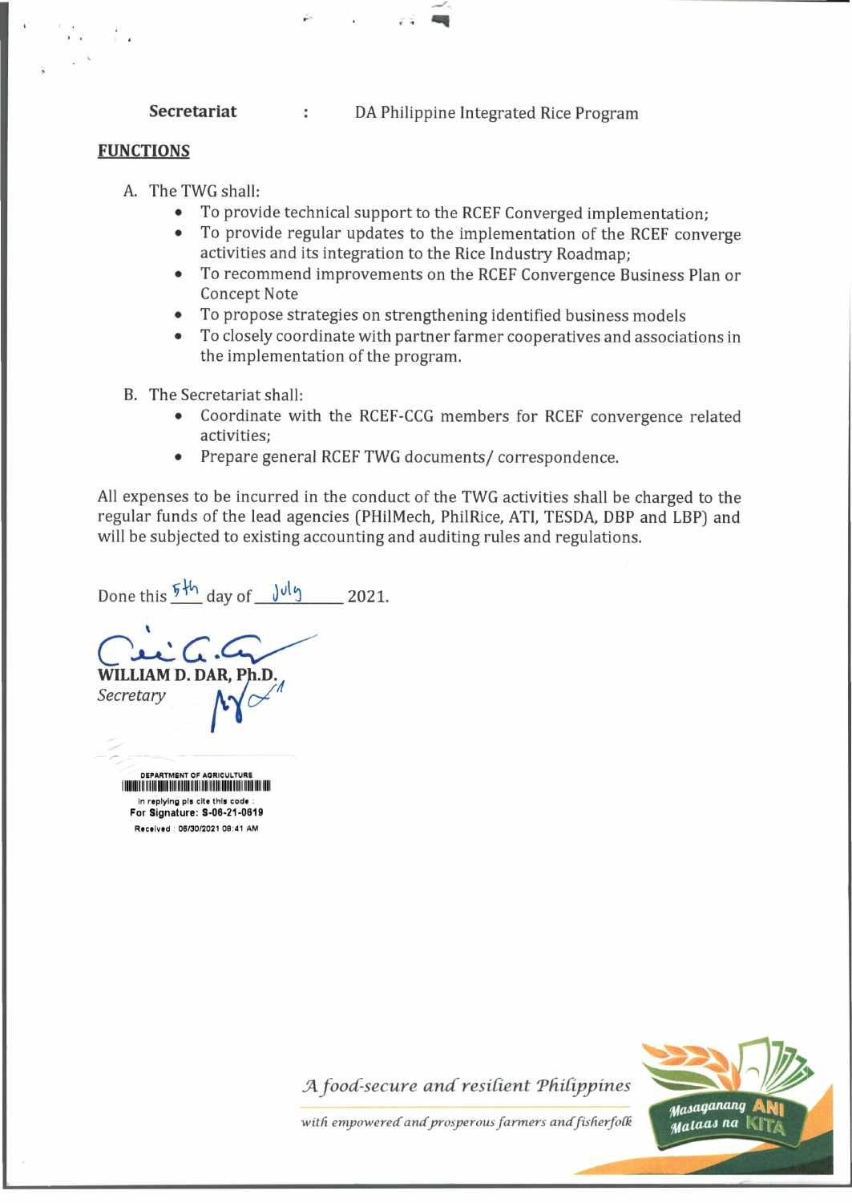**Secretariat** : DA Philippine Integrated Rice Program

**FUNCTIONS**

A. The TWG shall:
- To provide technical support to the RCEF Converged implementation;
- To provide regular updates to the implementation of the RCEF converge activities and its integration to the Rice Industry Roadmap;
- To recommend improvements on the RCEF Convergence Business Plan or Concept Note
- To propose strategies on strengthening identified business models
- To closely coordinate with partner farmer cooperatives and associations in the implementation of the program.

B. The Secretariat shall:
- Coordinate with the RCEF-CCG members for RCEF convergence related activities;
- Prepare general RCEF TWG documents/ correspondence.

All expenses to be incurred in the conduct of the TWG activities shall be charged to the regular funds of the lead agencies (PHilMech, PhilRice, ATI, TESDA, DBP and LBP) and will be subjected to existing accounting and auditing rules and regulations.

Done this 5th day of July 2021.

**WILLIAM D. DAR, Ph.D.**
*Secretary*

DEPARTMENT OF AGRICULTURE
In replying pls cite this code :
For Signature: S-06-21-0619
Received : 06/30/2021 08:41 AM

*A food-secure and resilient Philippines*
*with empowered and prosperous farmers and fisherfolk*

Masaganang ANI Mataas na KITA